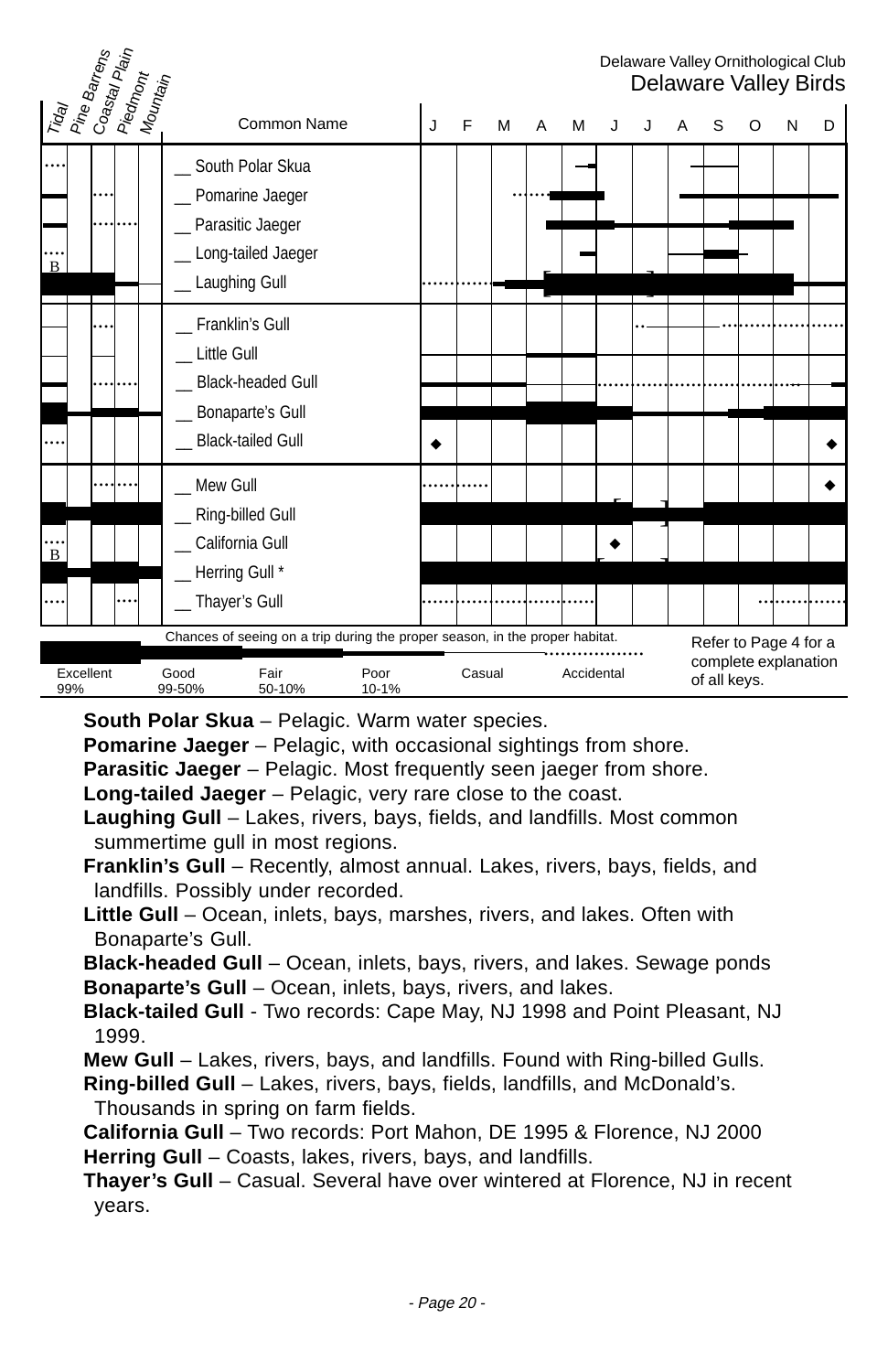Delaware Valley Ornithological Club

# Delaware Valley Birds

| Tidal | Pine Barrens | Coastal Plain | Piedmont | Mountain | Common Name | J | F | M | A | M | J | J | A | S | O | N | D |
|---|---|---|---|---|---|---|---|---|---|---|---|---|---|---|---|---|---|
| | | | | | __ South Polar Skua | | | | | | | | | | | | |
| | | | | | __ Pomarine Jaeger | | | | | | | | | | | | |
| | | | | | __ Parasitic Jaeger | | | | | | | | | | | | |
| B | | | | | __ Long-tailed Jaeger | | | | | | | | | | | | |
| | | | | | __ Laughing Gull | | | | | | | | | | | | |
| | | | | | __ Franklin's Gull | | | | | | | | | | | | |
| | | | | | __ Little Gull | | | | | | | | | | | | |
| | | | | | __ Black-headed Gull | | | | | | | | | | | | |
| | | | | | __ Bonaparte's Gull | | | | | | | | | | | | |
| | | | | | __ Black-tailed Gull | ◆ | | | | | | | | | | | ◆ |
| | | | | | __ Mew Gull | | | | | | | | | | | | ◆ |
| | | | | | __ Ring-billed Gull | | | | | | | | | | | | |
| B | | | | | __ California Gull | | | | | | ◆ | | | | | | |
| | | | | | __ Herring Gull * | | | | | | | | | | | | |
| | | | | | __ Thayer's Gull | | | | | | | | | | | | |

Chances of seeing on a trip during the proper season, in the proper habitat.

| Excellent | Good | Fair | Poor | Casual | Accidental |
|---|---|---|---|---|---|
| 99% | 99-50% | 50-10% | 10-1% | | |

Refer to Page 4 for a complete explanation of all keys.

**South Polar Skua** – Pelagic. Warm water species.
**Pomarine Jaeger** – Pelagic, with occasional sightings from shore.
**Parasitic Jaeger** – Pelagic. Most frequently seen jaeger from shore.
**Long-tailed Jaeger** – Pelagic, very rare close to the coast.
**Laughing Gull** – Lakes, rivers, bays, fields, and landfills. Most common summertime gull in most regions.
**Franklin's Gull** – Recently, almost annual. Lakes, rivers, bays, fields, and landfills. Possibly under recorded.
**Little Gull** – Ocean, inlets, bays, marshes, rivers, and lakes. Often with Bonaparte's Gull.
**Black-headed Gull** – Ocean, inlets, bays, rivers, and lakes. Sewage ponds
**Bonaparte's Gull** – Ocean, inlets, bays, rivers, and lakes.
**Black-tailed Gull** - Two records: Cape May, NJ 1998 and Point Pleasant, NJ 1999.
**Mew Gull** – Lakes, rivers, bays, and landfills. Found with Ring-billed Gulls.
**Ring-billed Gull** – Lakes, rivers, bays, fields, landfills, and McDonald's. Thousands in spring on farm fields.
**California Gull** – Two records: Port Mahon, DE 1995 & Florence, NJ 2000
**Herring Gull** – Coasts, lakes, rivers, bays, and landfills.
**Thayer's Gull** – Casual. Several have over wintered at Florence, NJ in recent years.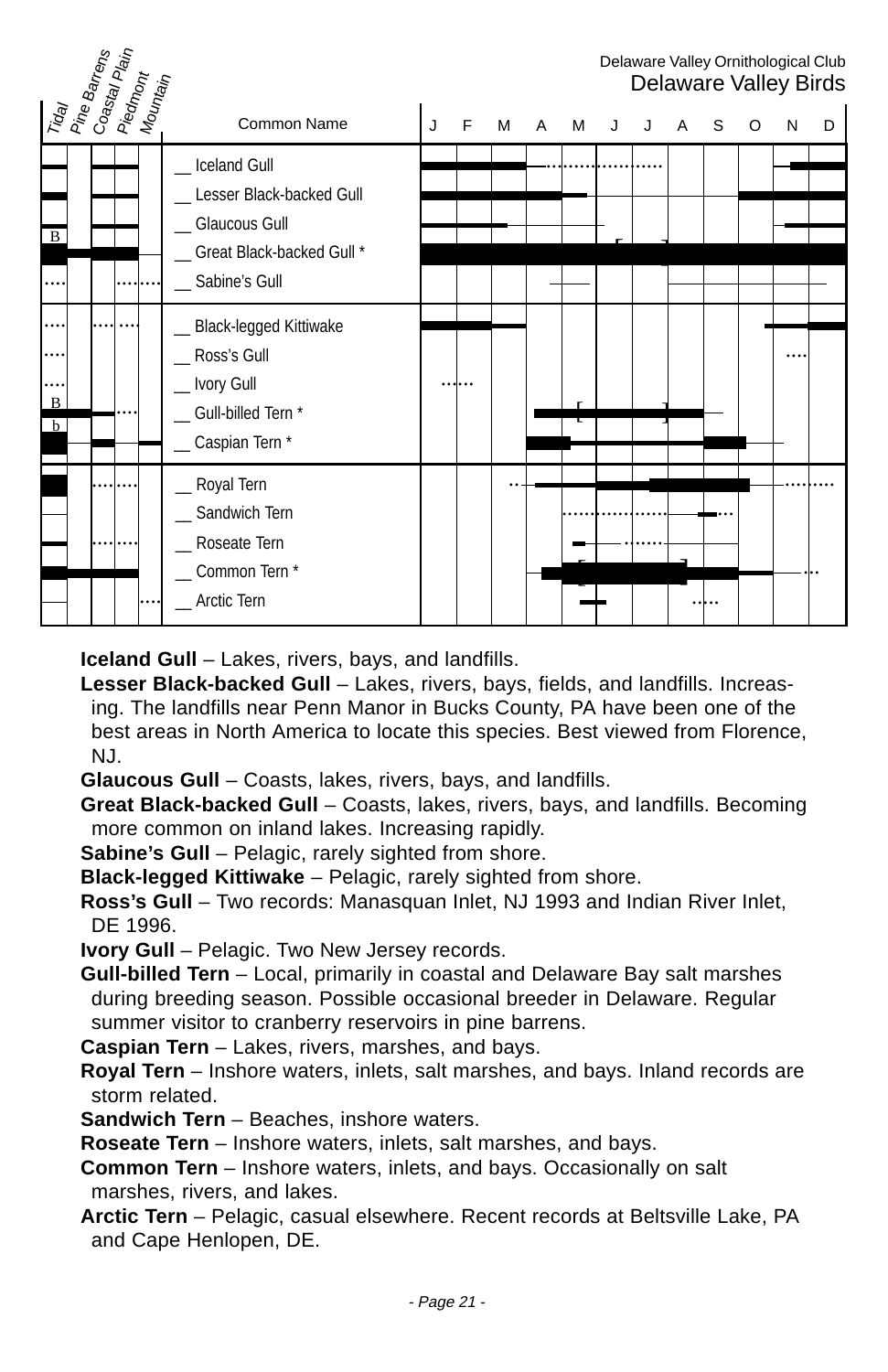Delaware Valley Ornithological Club
Delaware Valley Birds

| Tidal | Pine Barrens | Coastal Plain | Piedmont | Mountain | Common Name |
|---|---|---|---|---|---|
| | | | | | __ Iceland Gull |
| | | | | | __ Lesser Black-backed Gull |
| | | | | | __ Glaucous Gull |
| B | | | | | __ Great Black-backed Gull * |
| | | | | | __ Sabine's Gull |
| | | | | | __ Black-legged Kittiwake |
| | | | | | __ Ross's Gull |
| | | | | | __ Ivory Gull |
| B | | | | | __ Gull-billed Tern * |
| b | | | | | __ Caspian Tern * |
| | | | | | __ Royal Tern |
| | | | | | __ Sandwich Tern |
| | | | | | __ Roseate Tern |
| | | | | | __ Common Tern * |
| | | | | | __ Arctic Tern |

**Iceland Gull** – Lakes, rivers, bays, and landfills.

**Lesser Black-backed Gull** – Lakes, rivers, bays, fields, and landfills. Increasing. The landfills near Penn Manor in Bucks County, PA have been one of the best areas in North America to locate this species. Best viewed from Florence, NJ.

**Glaucous Gull** – Coasts, lakes, rivers, bays, and landfills.

**Great Black-backed Gull** – Coasts, lakes, rivers, bays, and landfills. Becoming more common on inland lakes. Increasing rapidly.

**Sabine's Gull** – Pelagic, rarely sighted from shore.

**Black-legged Kittiwake** – Pelagic, rarely sighted from shore.

**Ross's Gull** – Two records: Manasquan Inlet, NJ 1993 and Indian River Inlet, DE 1996.

**Ivory Gull** – Pelagic. Two New Jersey records.

**Gull-billed Tern** – Local, primarily in coastal and Delaware Bay salt marshes during breeding season. Possible occasional breeder in Delaware. Regular summer visitor to cranberry reservoirs in pine barrens.

**Caspian Tern** – Lakes, rivers, marshes, and bays.

**Royal Tern** – Inshore waters, inlets, salt marshes, and bays. Inland records are storm related.

**Sandwich Tern** – Beaches, inshore waters.

**Roseate Tern** – Inshore waters, inlets, salt marshes, and bays.

**Common Tern** – Inshore waters, inlets, and bays. Occasionally on salt marshes, rivers, and lakes.

**Arctic Tern** – Pelagic, casual elsewhere. Recent records at Beltsville Lake, PA and Cape Henlopen, DE.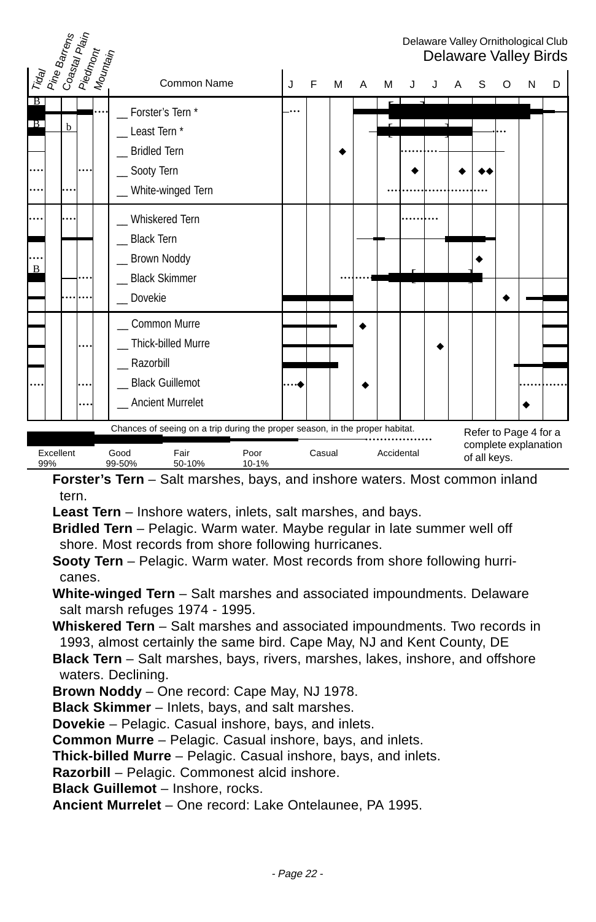Delaware Valley Ornithological Club

## Delaware Valley Birds

| Tidal | Pine Barrens | Coastal Plain | Piedmont | Mountain | Common Name | J | F | M | A | M | J | J | A | S | O | N | D |
|---|---|---|---|---|---|---|---|---|---|---|---|---|---|---|---|---|---|
| B | | | | | __ Forster's Tern * | | | | | | | | | | | | |
| B | | b | | | __ Least Tern * | | | | | | | | | | | | |
| | | | | | __ Bridled Tern | | | | | | | | | | | | |
| | | | | | __ Sooty Tern | | | | | | | | | | | | |
| | | | | | __ White-winged Tern | | | | | | | | | | | | |
| | | | | | __ Whiskered Tern | | | | | | | | | | | | |
| | | | | | __ Black Tern | | | | | | | | | | | | |
| | | | | | __ Brown Noddy | | | | | | | | | | | | |
| B | | | | | __ Black Skimmer | | | | | | | | | | | | |
| | | | | | __ Dovekie | | | | | | | | | | | | |
| | | | | | __ Common Murre | | | | | | | | | | | | |
| | | | | | __ Thick-billed Murre | | | | | | | | | | | | |
| | | | | | __ Razorbill | | | | | | | | | | | | |
| | | | | | __ Black Guillemot | | | | | | | | | | | | |
| | | | | | __ Ancient Murrelet | | | | | | | | | | | | |

Chances of seeing on a trip during the proper season, in the proper habitat.

| Excellent 99% | Good 99-50% | Fair 50-10% | Poor 10-1% | Casual | Accidental |
|---|---|---|---|---|---|

Refer to Page 4 for a complete explanation of all keys.

**Forster's Tern** – Salt marshes, bays, and inshore waters. Most common inland tern.

**Least Tern** – Inshore waters, inlets, salt marshes, and bays.

**Bridled Tern** – Pelagic. Warm water. Maybe regular in late summer well off shore. Most records from shore following hurricanes.

**Sooty Tern** – Pelagic. Warm water. Most records from shore following hurricanes.

**White-winged Tern** – Salt marshes and associated impoundments. Delaware salt marsh refuges 1974 - 1995.

**Whiskered Tern** – Salt marshes and associated impoundments. Two records in 1993, almost certainly the same bird. Cape May, NJ and Kent County, DE

**Black Tern** – Salt marshes, bays, rivers, marshes, lakes, inshore, and offshore waters. Declining.

**Brown Noddy** – One record: Cape May, NJ 1978.

**Black Skimmer** – Inlets, bays, and salt marshes.

**Dovekie** – Pelagic. Casual inshore, bays, and inlets.

**Common Murre** – Pelagic. Casual inshore, bays, and inlets.

**Thick-billed Murre** – Pelagic. Casual inshore, bays, and inlets.

**Razorbill** – Pelagic. Commonest alcid inshore.

**Black Guillemot** – Inshore, rocks.

**Ancient Murrelet** – One record: Lake Ontelaunee, PA 1995.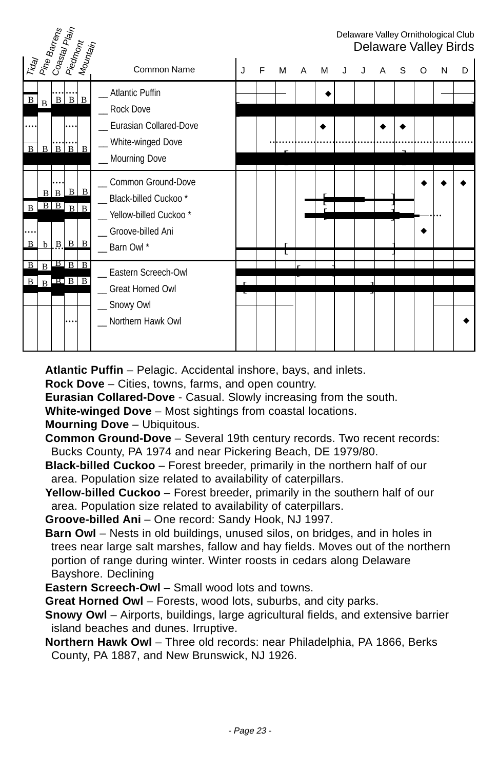Delaware Valley Ornithological Club

## Delaware Valley Birds

| Tidal | Pine Barrens | Coastal Plain | Piedmont | Mountain | Common Name | J | F | M | A | M | J | J | A | S | O | N | D |
|---|---|---|---|---|---|---|---|---|---|---|---|---|---|---|---|---|---|
| | | | | | __ Atlantic Puffin | | | | | ◆ | | | | | | | |
| B | B | B | B | B | __ Rock Dove | | | | | | | | | | | | |
| | | | | | __ Eurasian Collared-Dove | | | | | ◆ | | | ◆ | ◆ | | | |
| B | B | B | B | B | __ White-winged Dove | | | | | | | | | | | | |
| | | | | | __ Mourning Dove | | | | | | | | | | | | |
| | B | B | B | B | __ Common Ground-Dove | | | | | | | | | | ◆ | ◆ | ◆ |
| B | B | B | B | B | __ Black-billed Cuckoo * | | | | | | | | | | | | |
| | | | | | __ Yellow-billed Cuckoo * | | | | | | | | | | | | |
| B | b | B | B | B | __ Groove-billed Ani | | | | | | | | | | ◆ | | |
| | | | | | __ Barn Owl * | | | | | | | | | | | | |
| B | B | B | B | B | __ Eastern Screech-Owl | | | | | | | | | | | | |
| B | B | B | B | B | __ Great Horned Owl | | | | | | | | | | | | |
| | | | | | __ Snowy Owl | | | | | | | | | | | | |
| | | | | | __ Northern Hawk Owl | | | | | | | | | | | | ◆ |

**Atlantic Puffin** – Pelagic. Accidental inshore, bays, and inlets.
**Rock Dove** – Cities, towns, farms, and open country.
**Eurasian Collared-Dove** - Casual. Slowly increasing from the south.
**White-winged Dove** – Most sightings from coastal locations.
**Mourning Dove** – Ubiquitous.
**Common Ground-Dove** – Several 19th century records. Two recent records: Bucks County, PA 1974 and near Pickering Beach, DE 1979/80.
**Black-billed Cuckoo** – Forest breeder, primarily in the northern half of our area. Population size related to availability of caterpillars.
**Yellow-billed Cuckoo** – Forest breeder, primarily in the southern half of our area. Population size related to availability of caterpillars.
**Groove-billed Ani** – One record: Sandy Hook, NJ 1997.
**Barn Owl** – Nests in old buildings, unused silos, on bridges, and in holes in trees near large salt marshes, fallow and hay fields. Moves out of the northern portion of range during winter. Winter roosts in cedars along Delaware Bayshore. Declining
**Eastern Screech-Owl** – Small wood lots and towns.
**Great Horned Owl** – Forests, wood lots, suburbs, and city parks.
**Snowy Owl** – Airports, buildings, large agricultural fields, and extensive barrier island beaches and dunes. Irruptive.
**Northern Hawk Owl** – Three old records: near Philadelphia, PA 1866, Berks County, PA 1887, and New Brunswick, NJ 1926.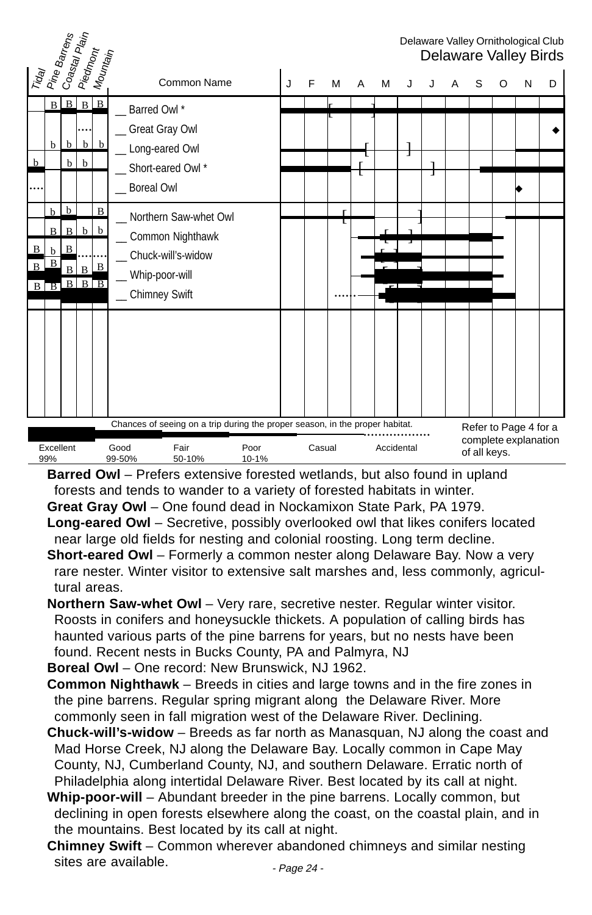Delaware Valley Ornithological Club

## Delaware Valley Birds

| Tidal | Pine Barrens | Coastal Plain | Piedmont | Mountain | Common Name |
|---|---|---|---|---|---|
| | B | B | B | B | __ Barred Owl * |
| | | | .... | | __ Great Gray Owl |
| | b | b | b | b | __ Long-eared Owl |
| b | | b | b | | __ Short-eared Owl * |
| .... | | | | | __ Boreal Owl |
| | b | b | | B | __ Northern Saw-whet Owl |
| | B | B | b | b | __ Common Nighthawk |
| B | b | B | .... | .... | __ Chuck-will's-widow |
| B | B | B | B | B | __ Whip-poor-will |
| B | B | B | B | B | __ Chimney Swift |

Chances of seeing on a trip during the proper season, in the proper habitat.

Excellent 99% — Good 99-50% — Fair 50-10% — Poor 10-1% — Casual — Accidental

Refer to Page 4 for a complete explanation of all keys.

**Barred Owl** – Prefers extensive forested wetlands, but also found in upland forests and tends to wander to a variety of forested habitats in winter.

**Great Gray Owl** – One found dead in Nockamixon State Park, PA 1979.

**Long-eared Owl** – Secretive, possibly overlooked owl that likes conifers located near large old fields for nesting and colonial roosting. Long term decline.

**Short-eared Owl** – Formerly a common nester along Delaware Bay. Now a very rare nester. Winter visitor to extensive salt marshes and, less commonly, agricultural areas.

**Northern Saw-whet Owl** – Very rare, secretive nester. Regular winter visitor. Roosts in conifers and honeysuckle thickets. A population of calling birds has haunted various parts of the pine barrens for years, but no nests have been found. Recent nests in Bucks County, PA and Palmyra, NJ

**Boreal Owl** – One record: New Brunswick, NJ 1962.

**Common Nighthawk** – Breeds in cities and large towns and in the fire zones in the pine barrens. Regular spring migrant along the Delaware River. More commonly seen in fall migration west of the Delaware River. Declining.

**Chuck-will's-widow** – Breeds as far north as Manasquan, NJ along the coast and Mad Horse Creek, NJ along the Delaware Bay. Locally common in Cape May County, NJ, Cumberland County, NJ, and southern Delaware. Erratic north of Philadelphia along intertidal Delaware River. Best located by its call at night.

**Whip-poor-will** – Abundant breeder in the pine barrens. Locally common, but declining in open forests elsewhere along the coast, on the coastal plain, and in the mountains. Best located by its call at night.

**Chimney Swift** – Common wherever abandoned chimneys and similar nesting sites are available.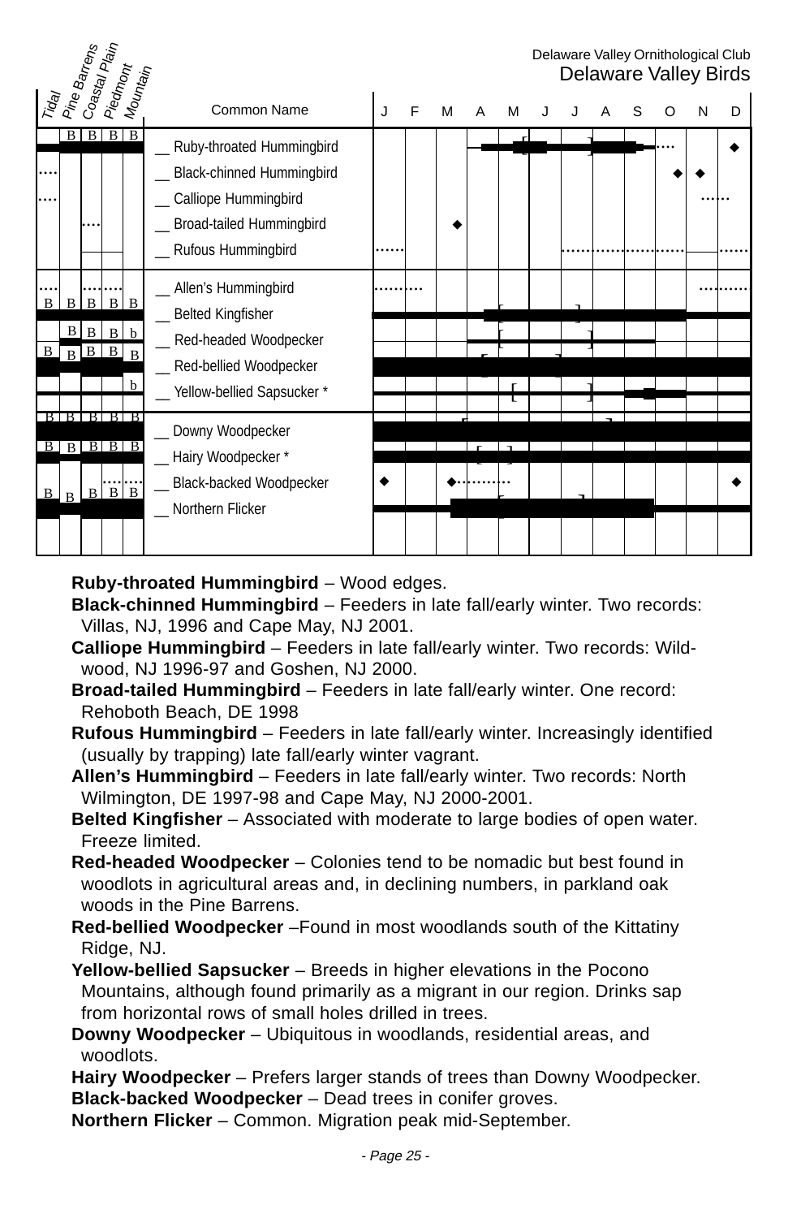Delaware Valley Ornithological Club
**Delaware Valley Birds**

| Tidal | Pine Barrens | Coastal Plain | Piedmont | Mountain | Common Name |
|---|---|---|---|---|---|
| | B | B | B | B | __ Ruby-throated Hummingbird |
| .... | | | | | __ Black-chinned Hummingbird |
| .... | | | | | __ Calliope Hummingbird |
| | | .... | | | __ Broad-tailed Hummingbird |
| | | | | | __ Rufous Hummingbird |
| .... | | .... | .... | | __ Allen's Hummingbird |
| B | B | B | B | B | __ Belted Kingfisher |
| | B | B | B | b | __ Red-headed Woodpecker |
| B | B | B | B | B | __ Red-bellied Woodpecker |
| | | | | b | __ Yellow-bellied Sapsucker * |
| B | B | B | B | B | __ Downy Woodpecker |
| B | B | B | B | B | __ Hairy Woodpecker * |
| | | | .... | .... | __ Black-backed Woodpecker |
| B | B | B | B | B | __ Northern Flicker |

**Ruby-throated Hummingbird** – Wood edges.

**Black-chinned Hummingbird** – Feeders in late fall/early winter. Two records: Villas, NJ, 1996 and Cape May, NJ 2001.

**Calliope Hummingbird** – Feeders in late fall/early winter. Two records: Wildwood, NJ 1996-97 and Goshen, NJ 2000.

**Broad-tailed Hummingbird** – Feeders in late fall/early winter. One record: Rehoboth Beach, DE 1998

**Rufous Hummingbird** – Feeders in late fall/early winter. Increasingly identified (usually by trapping) late fall/early winter vagrant.

**Allen's Hummingbird** – Feeders in late fall/early winter. Two records: North Wilmington, DE 1997-98 and Cape May, NJ 2000-2001.

**Belted Kingfisher** – Associated with moderate to large bodies of open water. Freeze limited.

**Red-headed Woodpecker** – Colonies tend to be nomadic but best found in woodlots in agricultural areas and, in declining numbers, in parkland oak woods in the Pine Barrens.

**Red-bellied Woodpecker** –Found in most woodlands south of the Kittatiny Ridge, NJ.

**Yellow-bellied Sapsucker** – Breeds in higher elevations in the Pocono Mountains, although found primarily as a migrant in our region. Drinks sap from horizontal rows of small holes drilled in trees.

**Downy Woodpecker** – Ubiquitous in woodlands, residential areas, and woodlots.

**Hairy Woodpecker** – Prefers larger stands of trees than Downy Woodpecker.

**Black-backed Woodpecker** – Dead trees in conifer groves.

**Northern Flicker** – Common. Migration peak mid-September.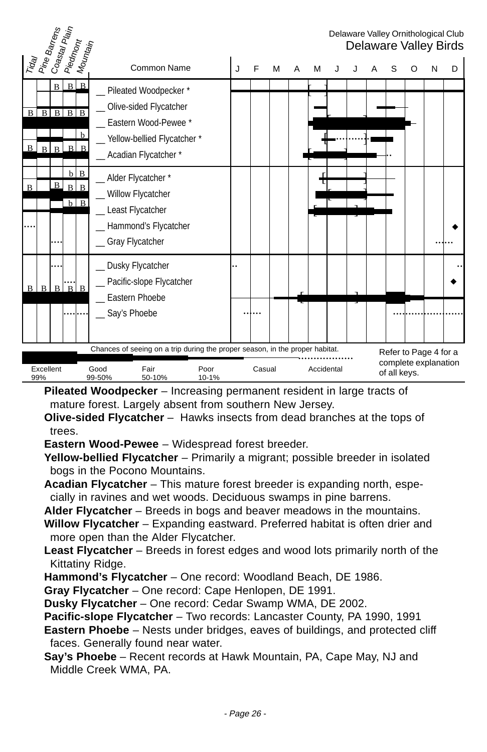Delaware Valley Ornithological Club
Delaware Valley Birds

| Tidal | Pine Barrens | Coastal Plain | Piedmont | Mountain | Common Name | J | F | M | A | M | J | J | A | S | O | N | D |
|---|---|---|---|---|---|---|---|---|---|---|---|---|---|---|---|---|---|
| | | B | B | B | __ Pileated Woodpecker * | | | | | | | | | | | | |
| B | B | B | B | B | __ Olive-sided Flycatcher | | | | | | | | | | | | |
| | | | | | __ Eastern Wood-Pewee * | | | | | | | | | | | | |
| | | | | b | __ Yellow-bellied Flycatcher * | | | | | | | | | | | | |
| B | B | B | B | B | __ Acadian Flycatcher * | | | | | | | | | | | | |
| | | | b | B | __ Alder Flycatcher * | | | | | | | | | | | | |
| B | | B | B | B | __ Willow Flycatcher | | | | | | | | | | | | |
| | | | b | B | __ Least Flycatcher | | | | | | | | | | | | |
| | | | | | __ Hammond's Flycatcher | | | | | | | | | | | | |
| | | | | | __ Gray Flycatcher | | | | | | | | | | | | |
| | | | | | __ Dusky Flycatcher | | | | | | | | | | | | |
| | | | | | __ Pacific-slope Flycatcher | | | | | | | | | | | | |
| B | B | B | B | B | __ Eastern Phoebe | | | | | | | | | | | | |
| | | | | | __ Say's Phoebe | | | | | | | | | | | | |

Chances of seeing on a trip during the proper season, in the proper habitat.

| Excellent 99% | Good 99-50% | Fair 50-10% | Poor 10-1% | Casual | Accidental |
|---|---|---|---|---|---|

Refer to Page 4 for a complete explanation of all keys.

**Pileated Woodpecker** – Increasing permanent resident in large tracts of mature forest. Largely absent from southern New Jersey.

**Olive-sided Flycatcher** – Hawks insects from dead branches at the tops of trees.

**Eastern Wood-Pewee** – Widespread forest breeder.

**Yellow-bellied Flycatcher** – Primarily a migrant; possible breeder in isolated bogs in the Pocono Mountains.

**Acadian Flycatcher** – This mature forest breeder is expanding north, especially in ravines and wet woods. Deciduous swamps in pine barrens.

**Alder Flycatcher** – Breeds in bogs and beaver meadows in the mountains.

**Willow Flycatcher** – Expanding eastward. Preferred habitat is often drier and more open than the Alder Flycatcher.

**Least Flycatcher** – Breeds in forest edges and wood lots primarily north of the Kittatiny Ridge.

**Hammond's Flycatcher** – One record: Woodland Beach, DE 1986.

**Gray Flycatcher** – One record: Cape Henlopen, DE 1991.

**Dusky Flycatcher** – One record: Cedar Swamp WMA, DE 2002.

**Pacific-slope Flycatcher** – Two records: Lancaster County, PA 1990, 1991

**Eastern Phoebe** – Nests under bridges, eaves of buildings, and protected cliff faces. Generally found near water.

**Say's Phoebe** – Recent records at Hawk Mountain, PA, Cape May, NJ and Middle Creek WMA, PA.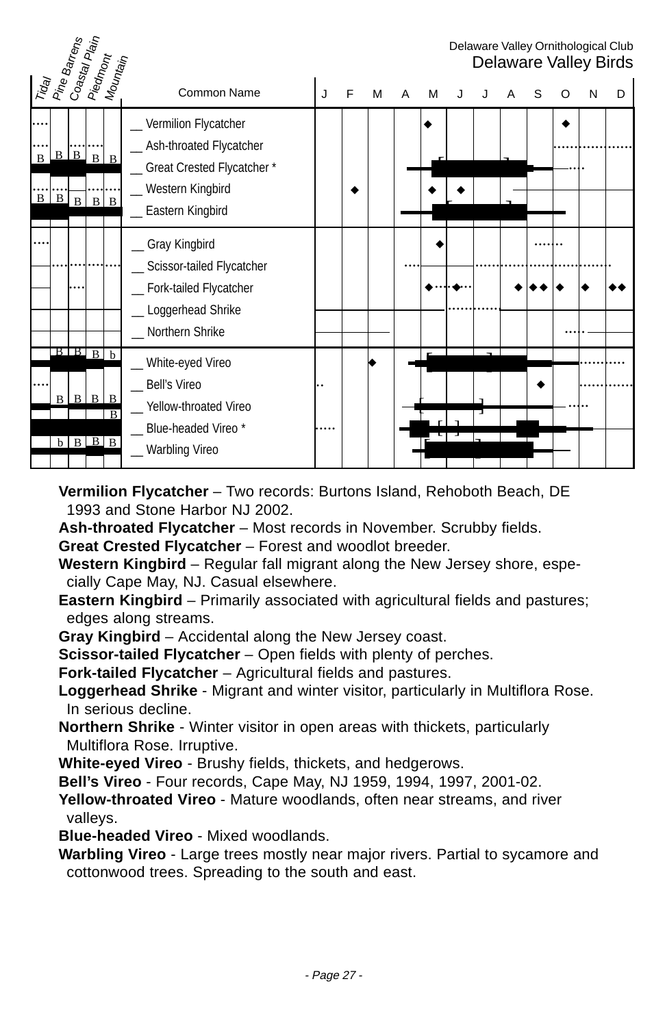Delaware Valley Ornithological Club
Delaware Valley Birds

| Tidal | Pine Barrens | Coastal Plain | Piedmont | Mountain | Common Name | J | F | M | A | M | J | J | A | S | O | N | D |
|---|---|---|---|---|---|---|---|---|---|---|---|---|---|---|---|---|---|
| | | | | | __ Vermilion Flycatcher | | | | | | | | | | | | |
| B | B | B | B | B | __ Ash-throated Flycatcher | | | | | | | | | | | | |
| | | | | | __ Great Crested Flycatcher * | | | | | | | | | | | | |
| B | B | B | B | B | __ Western Kingbird | | | | | | | | | | | | |
| | | | | | __ Eastern Kingbird | | | | | | | | | | | | |
| | | | | | __ Gray Kingbird | | | | | | | | | | | | |
| | | | | | __ Scissor-tailed Flycatcher | | | | | | | | | | | | |
| | | | | | __ Fork-tailed Flycatcher | | | | | | | | | | | | |
| | | | | | __ Loggerhead Shrike | | | | | | | | | | | | |
| | | | | | __ Northern Shrike | | | | | | | | | | | | |
| B | B | B | B | b | __ White-eyed Vireo | | | | | | | | | | | | |
| | | | | | __ Bell's Vireo | | | | | | | | | | | | |
| | B | B | B | B | __ Yellow-throated Vireo | | | | | | | | | | | | |
| | | | | B | __ Blue-headed Vireo * | | | | | | | | | | | | |
| | b | B | B | B | __ Warbling Vireo | | | | | | | | | | | | |

**Vermilion Flycatcher** – Two records: Burtons Island, Rehoboth Beach, DE 1993 and Stone Harbor NJ 2002.

**Ash-throated Flycatcher** – Most records in November. Scrubby fields.

**Great Crested Flycatcher** – Forest and woodlot breeder.

**Western Kingbird** – Regular fall migrant along the New Jersey shore, especially Cape May, NJ. Casual elsewhere.

**Eastern Kingbird** – Primarily associated with agricultural fields and pastures; edges along streams.

**Gray Kingbird** – Accidental along the New Jersey coast.

**Scissor-tailed Flycatcher** – Open fields with plenty of perches.

**Fork-tailed Flycatcher** – Agricultural fields and pastures.

**Loggerhead Shrike** - Migrant and winter visitor, particularly in Multiflora Rose. In serious decline.

**Northern Shrike** - Winter visitor in open areas with thickets, particularly Multiflora Rose. Irruptive.

**White-eyed Vireo** - Brushy fields, thickets, and hedgerows.

**Bell's Vireo** - Four records, Cape May, NJ 1959, 1994, 1997, 2001-02.

**Yellow-throated Vireo** - Mature woodlands, often near streams, and river valleys.

**Blue-headed Vireo** - Mixed woodlands.

**Warbling Vireo** - Large trees mostly near major rivers. Partial to sycamore and cottonwood trees. Spreading to the south and east.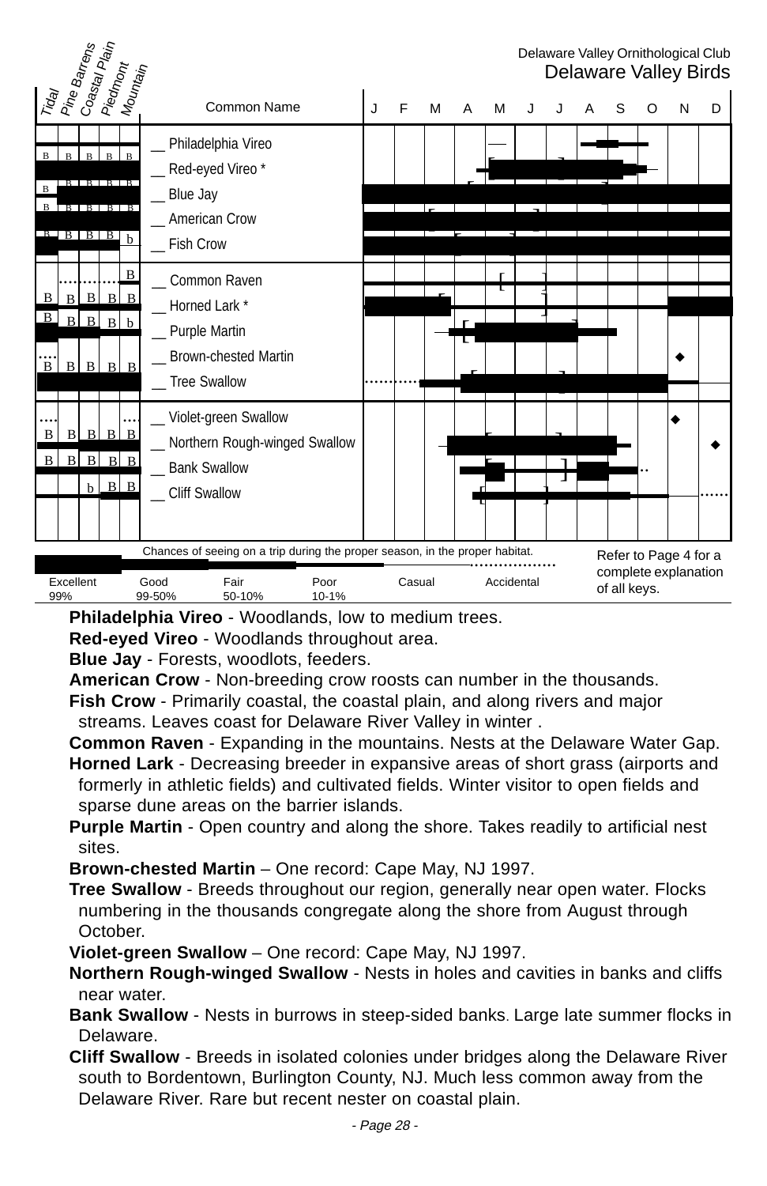Delaware Valley Ornithological Club

Delaware Valley Birds

| Tidal | Pine Barrens | Coastal Plain | Piedmont | Mountain | Common Name |
|---|---|---|---|---|---|
| B | B | B | B | B | __ Philadelphia Vireo |
| B | B | B | B | B | __ Red-eyed Vireo * |
| B | B | B | B | B | __ Blue Jay |
| B | B | B | B | b | __ American Crow |
| | | | | B | __ Fish Crow |
| B | B | B | B | B | __ Common Raven |
| B | B | B | B | b | __ Horned Lark * |
| B | B | B | B | B | __ Purple Martin |
| | | | | | __ Brown-chested Martin |
| | | | | | __ Tree Swallow |
| B | B | B | B | B | __ Violet-green Swallow |
| B | B | B | B | B | __ Northern Rough-winged Swallow |
| | | b | B | B | __ Bank Swallow |
| | | | | | __ Cliff Swallow |

Chances of seeing on a trip during the proper season, in the proper habitat.

Excellent 99% | Good 99-50% | Fair 50-10% | Poor 10-1% | Casual | Accidental

Refer to Page 4 for a complete explanation of all keys.

**Philadelphia Vireo** - Woodlands, low to medium trees.

**Red-eyed Vireo** - Woodlands throughout area.

**Blue Jay** - Forests, woodlots, feeders.

**American Crow** - Non-breeding crow roosts can number in the thousands.

**Fish Crow** - Primarily coastal, the coastal plain, and along rivers and major streams. Leaves coast for Delaware River Valley in winter .

**Common Raven** - Expanding in the mountains. Nests at the Delaware Water Gap.

**Horned Lark** - Decreasing breeder in expansive areas of short grass (airports and formerly in athletic fields) and cultivated fields. Winter visitor to open fields and sparse dune areas on the barrier islands.

**Purple Martin** - Open country and along the shore. Takes readily to artificial nest sites.

**Brown-chested Martin** – One record: Cape May, NJ 1997.

**Tree Swallow** - Breeds throughout our region, generally near open water. Flocks numbering in the thousands congregate along the shore from August through October.

**Violet-green Swallow** – One record: Cape May, NJ 1997.

**Northern Rough-winged Swallow** - Nests in holes and cavities in banks and cliffs near water.

**Bank Swallow** - Nests in burrows in steep-sided banks. Large late summer flocks in Delaware.

**Cliff Swallow** - Breeds in isolated colonies under bridges along the Delaware River south to Bordentown, Burlington County, NJ. Much less common away from the Delaware River. Rare but recent nester on coastal plain.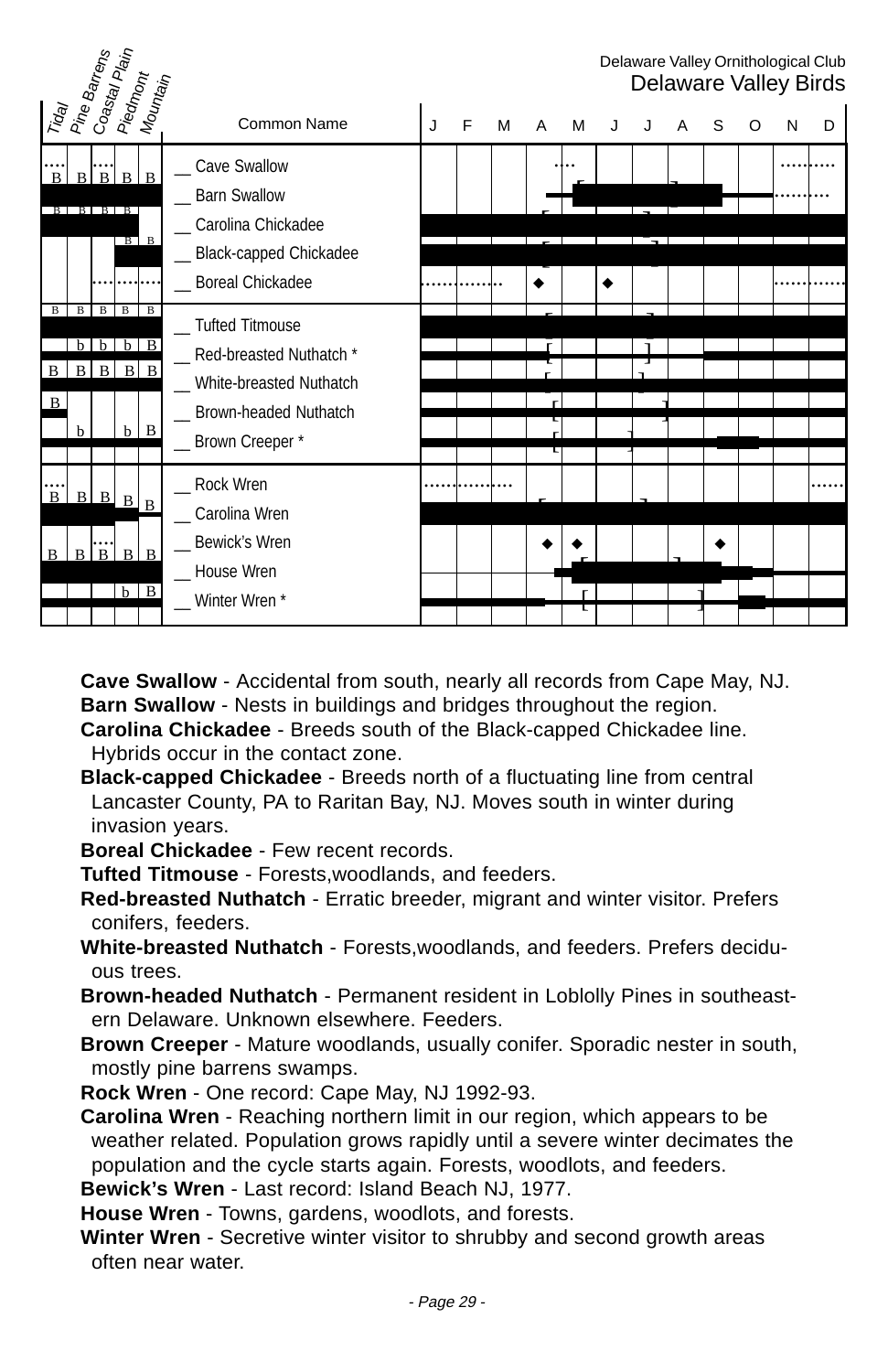Delaware Valley Ornithological Club

# Delaware Valley Birds

Tidal | Pine Barrens | Coastal Plain | Piedmont | Mountain

Common Name

J F M A M J J A S O N D

__ Cave Swallow
__ Barn Swallow
__ Carolina Chickadee
__ Black-capped Chickadee
__ Boreal Chickadee

__ Tufted Titmouse
__ Red-breasted Nuthatch *
__ White-breasted Nuthatch
__ Brown-headed Nuthatch
__ Brown Creeper *

__ Rock Wren
__ Carolina Wren
__ Bewick's Wren
__ House Wren
__ Winter Wren *

**Cave Swallow** - Accidental from south, nearly all records from Cape May, NJ.

**Barn Swallow** - Nests in buildings and bridges throughout the region.

**Carolina Chickadee** - Breeds south of the Black-capped Chickadee line. Hybrids occur in the contact zone.

**Black-capped Chickadee** - Breeds north of a fluctuating line from central Lancaster County, PA to Raritan Bay, NJ. Moves south in winter during invasion years.

**Boreal Chickadee** - Few recent records.

**Tufted Titmouse** - Forests,woodlands, and feeders.

**Red-breasted Nuthatch** - Erratic breeder, migrant and winter visitor. Prefers conifers, feeders.

**White-breasted Nuthatch** - Forests,woodlands, and feeders. Prefers deciduous trees.

**Brown-headed Nuthatch** - Permanent resident in Loblolly Pines in southeastern Delaware. Unknown elsewhere. Feeders.

**Brown Creeper** - Mature woodlands, usually conifer. Sporadic nester in south, mostly pine barrens swamps.

**Rock Wren** - One record: Cape May, NJ 1992-93.

**Carolina Wren** - Reaching northern limit in our region, which appears to be weather related. Population grows rapidly until a severe winter decimates the population and the cycle starts again. Forests, woodlots, and feeders.

**Bewick's Wren** - Last record: Island Beach NJ, 1977.

**House Wren** - Towns, gardens, woodlots, and forests.

**Winter Wren** - Secretive winter visitor to shrubby and second growth areas often near water.